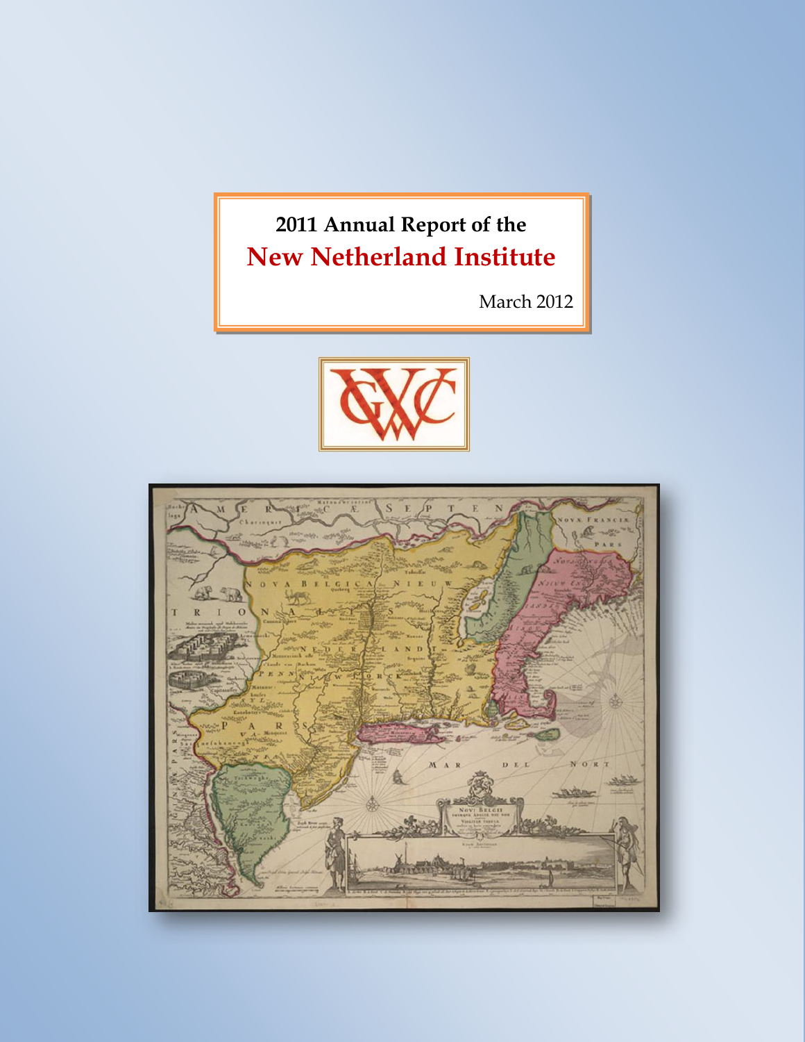# 2011 Annual Report of the
# New Netherland Institute

March 2012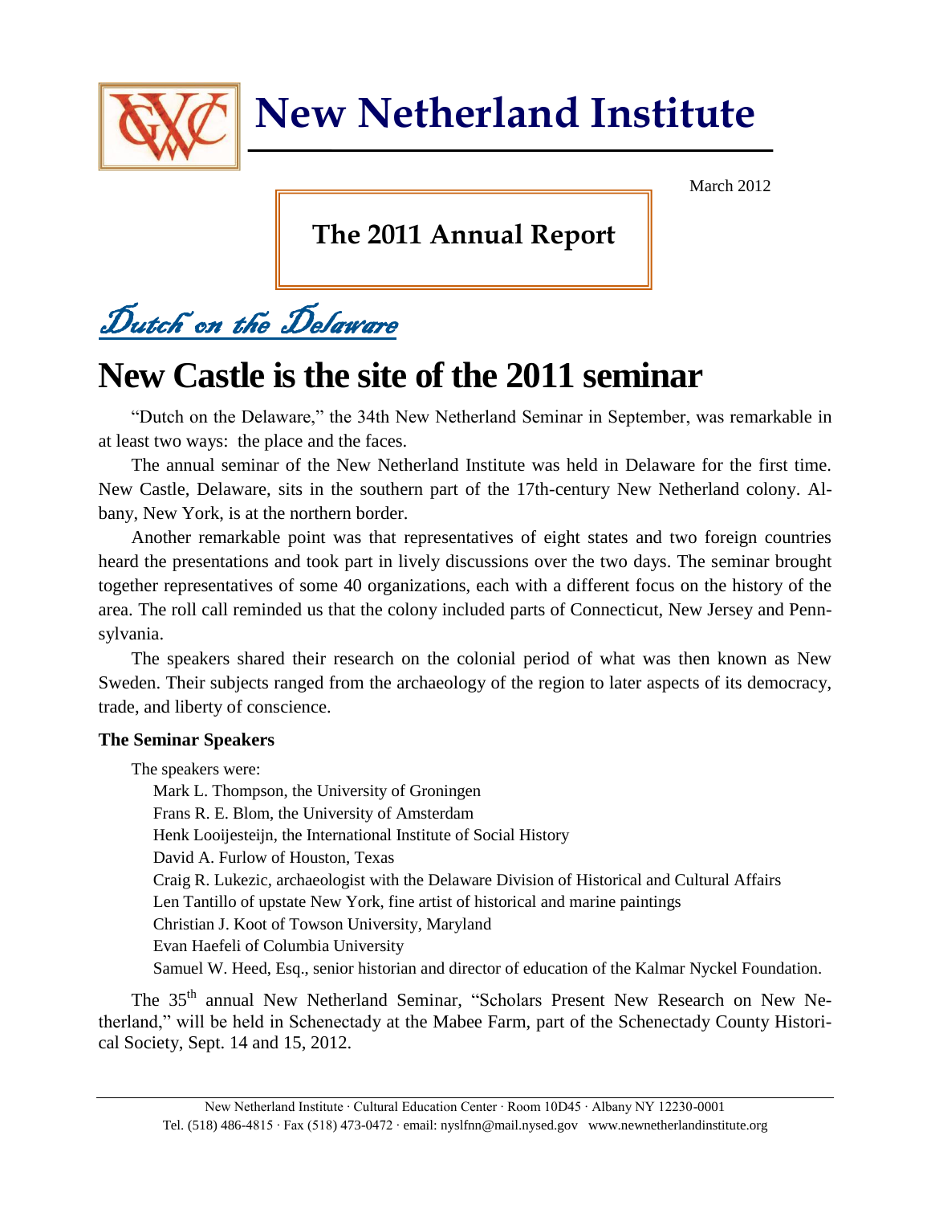# New Netherland Institute

March 2012

## The 2011 Annual Report

*Dutch on the Delaware*

# New Castle is the site of the 2011 seminar

"Dutch on the Delaware," the 34th New Netherland Seminar in September, was remarkable in at least two ways: the place and the faces.

The annual seminar of the New Netherland Institute was held in Delaware for the first time. New Castle, Delaware, sits in the southern part of the 17th-century New Netherland colony. Albany, New York, is at the northern border.

Another remarkable point was that representatives of eight states and two foreign countries heard the presentations and took part in lively discussions over the two days. The seminar brought together representatives of some 40 organizations, each with a different focus on the history of the area. The roll call reminded us that the colony included parts of Connecticut, New Jersey and Pennsylvania.

The speakers shared their research on the colonial period of what was then known as New Sweden. Their subjects ranged from the archaeology of the region to later aspects of its democracy, trade, and liberty of conscience.

### The Seminar Speakers

The speakers were:

- Mark L. Thompson, the University of Groningen
- Frans R. E. Blom, the University of Amsterdam
- Henk Looijesteijn, the International Institute of Social History
- David A. Furlow of Houston, Texas
- Craig R. Lukezic, archaeologist with the Delaware Division of Historical and Cultural Affairs
- Len Tantillo of upstate New York, fine artist of historical and marine paintings
- Christian J. Koot of Towson University, Maryland
- Evan Haefeli of Columbia University
- Samuel W. Heed, Esq., senior historian and director of education of the Kalmar Nyckel Foundation.

The 35th annual New Netherland Seminar, "Scholars Present New Research on New Netherland," will be held in Schenectady at the Mabee Farm, part of the Schenectady County Historical Society, Sept. 14 and 15, 2012.

New Netherland Institute · Cultural Education Center · Room 10D45 · Albany NY 12230-0001
Tel. (518) 486-4815 · Fax (518) 473-0472 · email: nyslfnn@mail.nysed.gov www.newnetherlandinstitute.org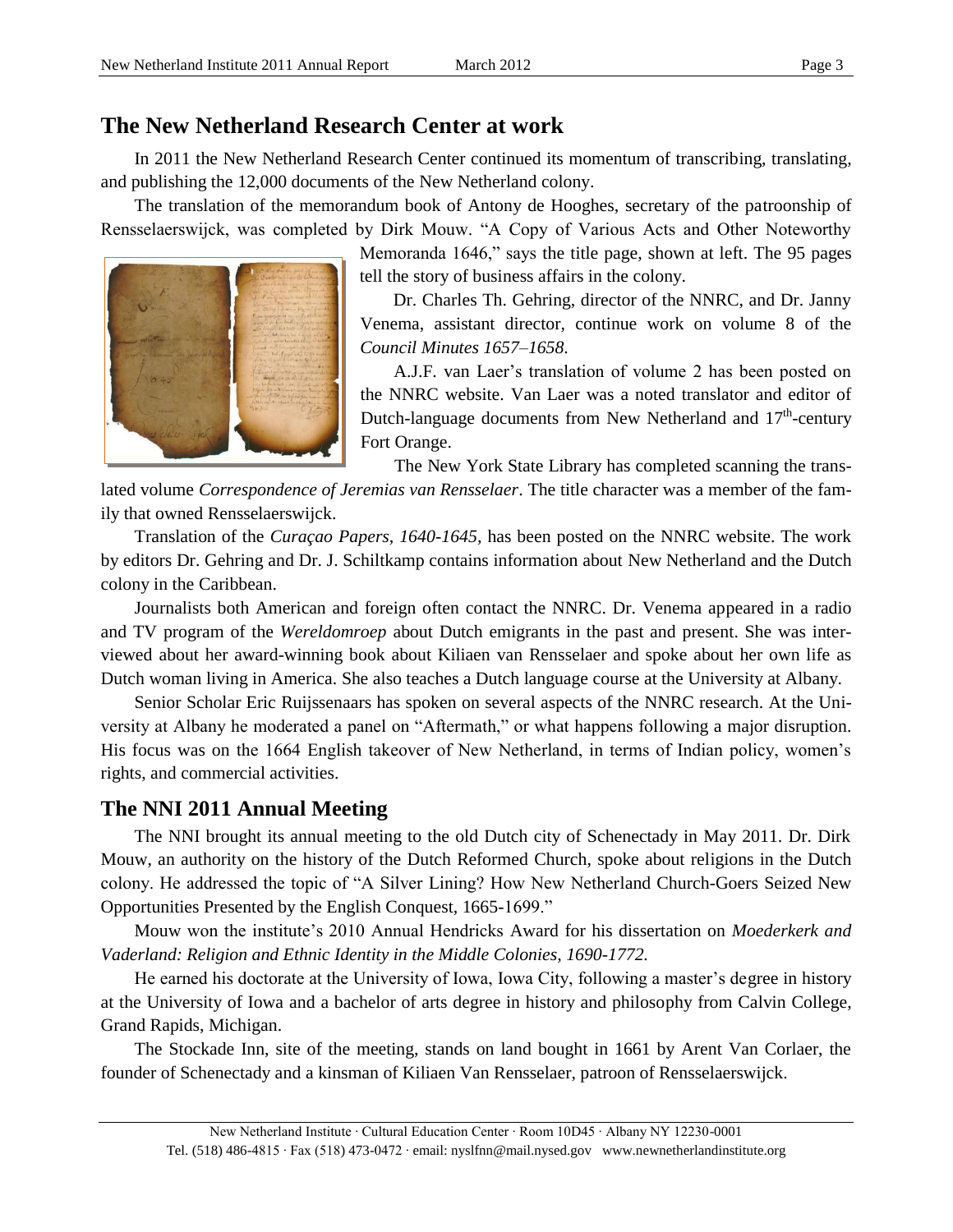## The New Netherland Research Center at work

In 2011 the New Netherland Research Center continued its momentum of transcribing, translating, and publishing the 12,000 documents of the New Netherland colony.

The translation of the memorandum book of Antony de Hooghes, secretary of the patroonship of Rensselaerswijck, was completed by Dirk Mouw. "A Copy of Various Acts and Other Noteworthy Memoranda 1646," says the title page, shown at left. The 95 pages tell the story of business affairs in the colony.

Dr. Charles Th. Gehring, director of the NNRC, and Dr. Janny Venema, assistant director, continue work on volume 8 of the *Council Minutes 1657–1658*.

A.J.F. van Laer's translation of volume 2 has been posted on the NNRC website. Van Laer was a noted translator and editor of Dutch-language documents from New Netherland and 17th-century Fort Orange.

The New York State Library has completed scanning the translated volume *Correspondence of Jeremias van Rensselaer*. The title character was a member of the family that owned Rensselaerswijck.

Translation of the *Curaçao Papers, 1640-1645,* has been posted on the NNRC website. The work by editors Dr. Gehring and Dr. J. Schiltkamp contains information about New Netherland and the Dutch colony in the Caribbean.

Journalists both American and foreign often contact the NNRC. Dr. Venema appeared in a radio and TV program of the *Wereldomroep* about Dutch emigrants in the past and present. She was interviewed about her award-winning book about Kiliaen van Rensselaer and spoke about her own life as Dutch woman living in America. She also teaches a Dutch language course at the University at Albany.

Senior Scholar Eric Ruijssenaars has spoken on several aspects of the NNRC research. At the University at Albany he moderated a panel on "Aftermath," or what happens following a major disruption. His focus was on the 1664 English takeover of New Netherland, in terms of Indian policy, women's rights, and commercial activities.

## The NNI 2011 Annual Meeting

The NNI brought its annual meeting to the old Dutch city of Schenectady in May 2011. Dr. Dirk Mouw, an authority on the history of the Dutch Reformed Church, spoke about religions in the Dutch colony. He addressed the topic of "A Silver Lining? How New Netherland Church-Goers Seized New Opportunities Presented by the English Conquest, 1665-1699."

Mouw won the institute's 2010 Annual Hendricks Award for his dissertation on *Moederkerk and Vaderland: Religion and Ethnic Identity in the Middle Colonies, 1690-1772.*

He earned his doctorate at the University of Iowa, Iowa City, following a master's degree in history at the University of Iowa and a bachelor of arts degree in history and philosophy from Calvin College, Grand Rapids, Michigan.

The Stockade Inn, site of the meeting, stands on land bought in 1661 by Arent Van Corlaer, the founder of Schenectady and a kinsman of Kiliaen Van Rensselaer, patroon of Rensselaerswijck.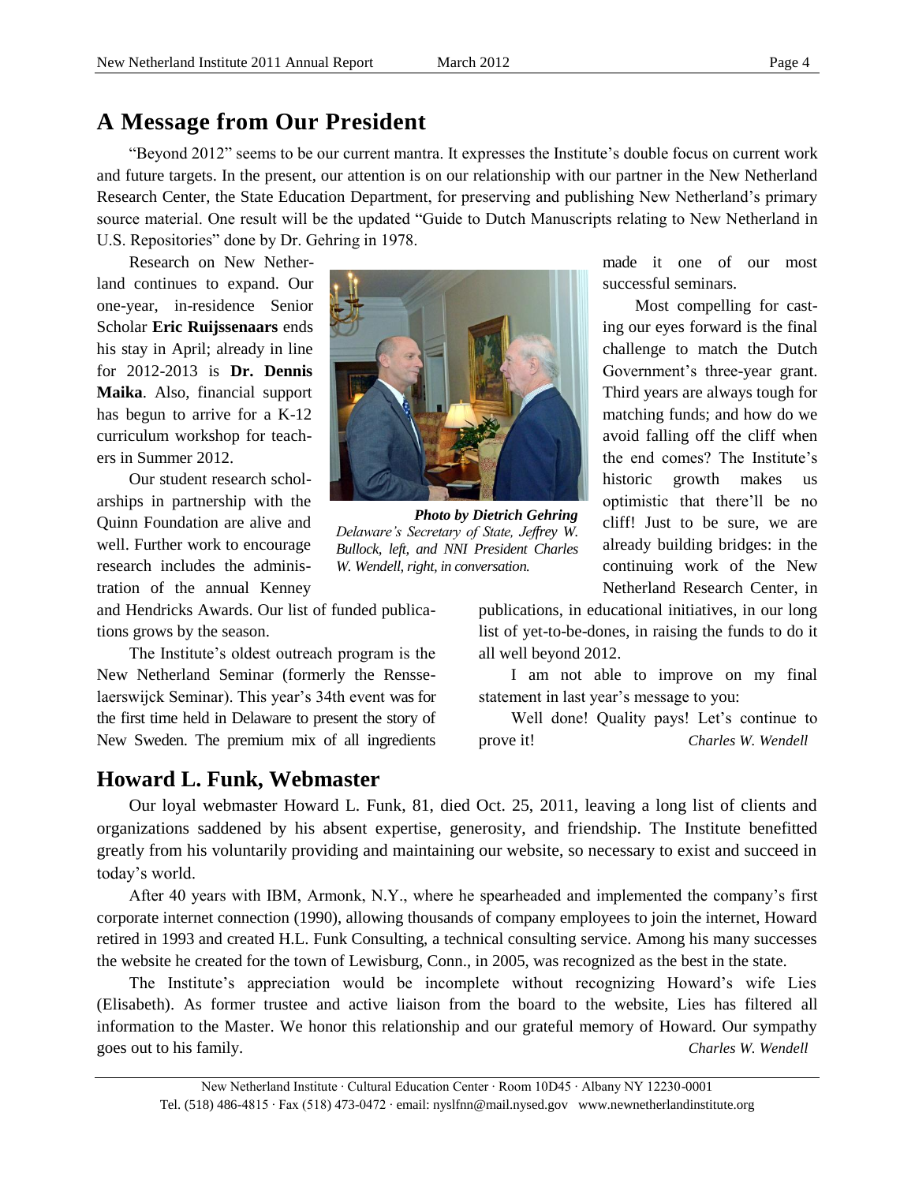## A Message from Our President

"Beyond 2012" seems to be our current mantra. It expresses the Institute's double focus on current work and future targets. In the present, our attention is on our relationship with our partner in the New Netherland Research Center, the State Education Department, for preserving and publishing New Netherland's primary source material. One result will be the updated "Guide to Dutch Manuscripts relating to New Netherland in U.S. Repositories" done by Dr. Gehring in 1978.

Research on New Netherland continues to expand. Our one-year, in-residence Senior Scholar **Eric Ruijssenaars** ends his stay in April; already in line for 2012-2013 is **Dr. Dennis Maika**. Also, financial support has begun to arrive for a K-12 curriculum workshop for teachers in Summer 2012.

Our student research scholarships in partnership with the Quinn Foundation are alive and well. Further work to encourage research includes the administration of the annual Kenney and Hendricks Awards. Our list of funded publications grows by the season.

The Institute's oldest outreach program is the New Netherland Seminar (formerly the Rensselaerswijck Seminar). This year's 34th event was for the first time held in Delaware to present the story of New Sweden. The premium mix of all ingredients made it one of our most successful seminars.

***Photo by Dietrich Gehring***
*Delaware's Secretary of State, Jeffrey W. Bullock, left, and NNI President Charles W. Wendell, right, in conversation.*

Most compelling for casting our eyes forward is the final challenge to match the Dutch Government's three-year grant. Third years are always tough for matching funds; and how do we avoid falling off the cliff when the end comes? The Institute's historic growth makes us optimistic that there'll be no cliff! Just to be sure, we are already building bridges: in the continuing work of the New Netherland Research Center, in publications, in educational initiatives, in our long list of yet-to-be-dones, in raising the funds to do it all well beyond 2012.

I am not able to improve on my final statement in last year's message to you:

Well done! Quality pays! Let's continue to prove it! *Charles W. Wendell*

## Howard L. Funk, Webmaster

Our loyal webmaster Howard L. Funk, 81, died Oct. 25, 2011, leaving a long list of clients and organizations saddened by his absent expertise, generosity, and friendship. The Institute benefitted greatly from his voluntarily providing and maintaining our website, so necessary to exist and succeed in today's world.

After 40 years with IBM, Armonk, N.Y., where he spearheaded and implemented the company's first corporate internet connection (1990), allowing thousands of company employees to join the internet, Howard retired in 1993 and created H.L. Funk Consulting, a technical consulting service. Among his many successes the website he created for the town of Lewisburg, Conn., in 2005, was recognized as the best in the state.

The Institute's appreciation would be incomplete without recognizing Howard's wife Lies (Elisabeth). As former trustee and active liaison from the board to the website, Lies has filtered all information to the Master. We honor this relationship and our grateful memory of Howard. Our sympathy goes out to his family. *Charles W. Wendell*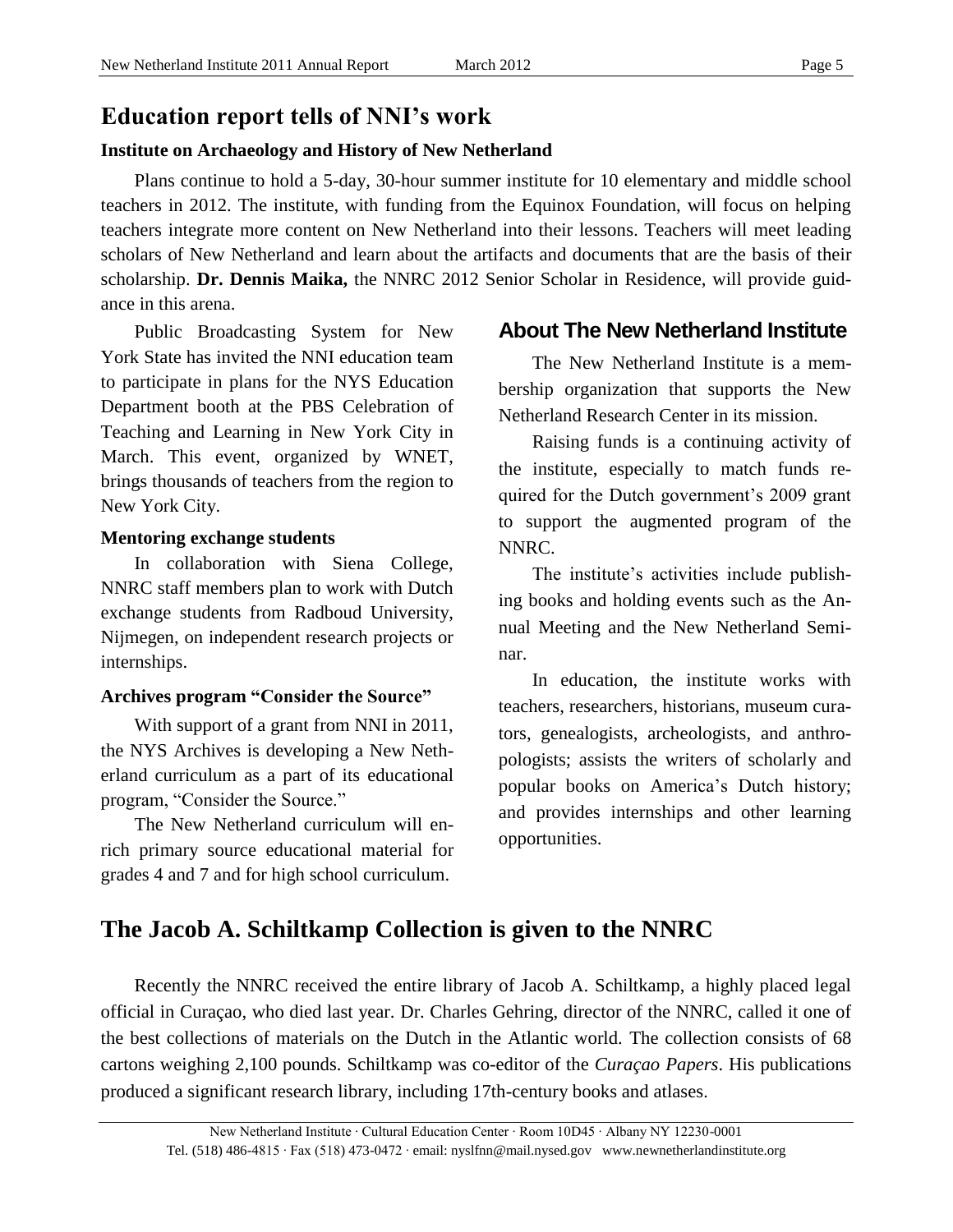## Education report tells of NNI's work

### Institute on Archaeology and History of New Netherland

Plans continue to hold a 5-day, 30-hour summer institute for 10 elementary and middle school teachers in 2012. The institute, with funding from the Equinox Foundation, will focus on helping teachers integrate more content on New Netherland into their lessons. Teachers will meet leading scholars of New Netherland and learn about the artifacts and documents that are the basis of their scholarship. **Dr. Dennis Maika,** the NNRC 2012 Senior Scholar in Residence, will provide guidance in this arena.

Public Broadcasting System for New York State has invited the NNI education team to participate in plans for the NYS Education Department booth at the PBS Celebration of Teaching and Learning in New York City in March. This event, organized by WNET, brings thousands of teachers from the region to New York City.

### Mentoring exchange students

In collaboration with Siena College, NNRC staff members plan to work with Dutch exchange students from Radboud University, Nijmegen, on independent research projects or internships.

### Archives program "Consider the Source"

With support of a grant from NNI in 2011, the NYS Archives is developing a New Netherland curriculum as a part of its educational program, "Consider the Source."

The New Netherland curriculum will enrich primary source educational material for grades 4 and 7 and for high school curriculum.

### About The New Netherland Institute

The New Netherland Institute is a membership organization that supports the New Netherland Research Center in its mission.

Raising funds is a continuing activity of the institute, especially to match funds required for the Dutch government's 2009 grant to support the augmented program of the NNRC.

The institute's activities include publishing books and holding events such as the Annual Meeting and the New Netherland Seminar.

In education, the institute works with teachers, researchers, historians, museum curators, genealogists, archeologists, and anthropologists; assists the writers of scholarly and popular books on America's Dutch history; and provides internships and other learning opportunities.

## The Jacob A. Schiltkamp Collection is given to the NNRC

Recently the NNRC received the entire library of Jacob A. Schiltkamp, a highly placed legal official in Curaçao, who died last year. Dr. Charles Gehring, director of the NNRC, called it one of the best collections of materials on the Dutch in the Atlantic world. The collection consists of 68 cartons weighing 2,100 pounds. Schiltkamp was co-editor of the *Curaçao Papers*. His publications produced a significant research library, including 17th-century books and atlases.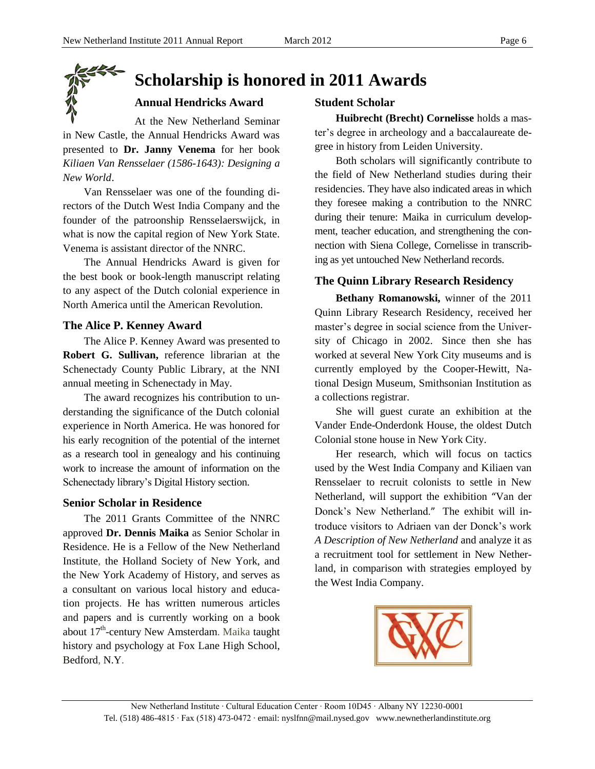# Scholarship is honored in 2011 Awards

### Annual Hendricks Award

At the New Netherland Seminar in New Castle, the Annual Hendricks Award was presented to **Dr. Janny Venema** for her book *Kiliaen Van Rensselaer (1586-1643): Designing a New World*.

Van Rensselaer was one of the founding directors of the Dutch West India Company and the founder of the patroonship Rensselaerswijck, in what is now the capital region of New York State. Venema is assistant director of the NNRC.

The Annual Hendricks Award is given for the best book or book-length manuscript relating to any aspect of the Dutch colonial experience in North America until the American Revolution.

### The Alice P. Kenney Award

The Alice P. Kenney Award was presented to **Robert G. Sullivan,** reference librarian at the Schenectady County Public Library, at the NNI annual meeting in Schenectady in May.

The award recognizes his contribution to understanding the significance of the Dutch colonial experience in North America. He was honored for his early recognition of the potential of the internet as a research tool in genealogy and his continuing work to increase the amount of information on the Schenectady library's Digital History section.

### Senior Scholar in Residence

The 2011 Grants Committee of the NNRC approved **Dr. Dennis Maika** as Senior Scholar in Residence. He is a Fellow of the New Netherland Institute, the Holland Society of New York, and the New York Academy of History, and serves as a consultant on various local history and education projects. He has written numerous articles and papers and is currently working on a book about 17th-century New Amsterdam. Maika taught history and psychology at Fox Lane High School, Bedford, N.Y.

### Student Scholar

**Huibrecht (Brecht) Cornelisse** holds a master's degree in archeology and a baccalaureate degree in history from Leiden University.

Both scholars will significantly contribute to the field of New Netherland studies during their residencies. They have also indicated areas in which they foresee making a contribution to the NNRC during their tenure: Maika in curriculum development, teacher education, and strengthening the connection with Siena College, Cornelisse in transcribing as yet untouched New Netherland records.

### The Quinn Library Research Residency

**Bethany Romanowski,** winner of the 2011 Quinn Library Research Residency, received her master's degree in social science from the University of Chicago in 2002. Since then she has worked at several New York City museums and is currently employed by the Cooper-Hewitt, National Design Museum, Smithsonian Institution as a collections registrar.

She will guest curate an exhibition at the Vander Ende-Onderdonk House, the oldest Dutch Colonial stone house in New York City.

Her research, which will focus on tactics used by the West India Company and Kiliaen van Rensselaer to recruit colonists to settle in New Netherland, will support the exhibition "Van der Donck's New Netherland." The exhibit will introduce visitors to Adriaen van der Donck's work *A Description of New Netherland* and analyze it as a recruitment tool for settlement in New Netherland, in comparison with strategies employed by the West India Company.

New Netherland Institute · Cultural Education Center · Room 10D45 · Albany NY 12230-0001
Tel. (518) 486-4815 · Fax (518) 473-0472 · email: nyslfnn@mail.nysed.gov www.newnetherlandinstitute.org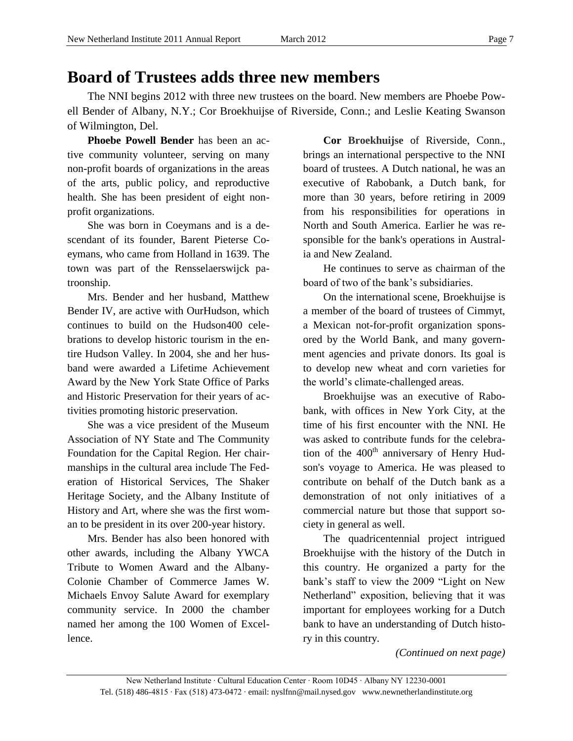# Board of Trustees adds three new members

The NNI begins 2012 with three new trustees on the board. New members are Phoebe Powell Bender of Albany, N.Y.; Cor Broekhuijse of Riverside, Conn.; and Leslie Keating Swanson of Wilmington, Del.

**Phoebe Powell Bender** has been an active community volunteer, serving on many non-profit boards of organizations in the areas of the arts, public policy, and reproductive health. She has been president of eight nonprofit organizations.

She was born in Coeymans and is a descendant of its founder, Barent Pieterse Coeymans, who came from Holland in 1639. The town was part of the Rensselaerswijck patroonship.

Mrs. Bender and her husband, Matthew Bender IV, are active with OurHudson, which continues to build on the Hudson400 celebrations to develop historic tourism in the entire Hudson Valley. In 2004, she and her husband were awarded a Lifetime Achievement Award by the New York State Office of Parks and Historic Preservation for their years of activities promoting historic preservation.

She was a vice president of the Museum Association of NY State and The Community Foundation for the Capital Region. Her chairmanships in the cultural area include The Federation of Historical Services, The Shaker Heritage Society, and the Albany Institute of History and Art, where she was the first woman to be president in its over 200-year history.

Mrs. Bender has also been honored with other awards, including the Albany YWCA Tribute to Women Award and the Albany-Colonie Chamber of Commerce James W. Michaels Envoy Salute Award for exemplary community service. In 2000 the chamber named her among the 100 Women of Excellence.

**Cor Broekhuijse** of Riverside, Conn., brings an international perspective to the NNI board of trustees. A Dutch national, he was an executive of Rabobank, a Dutch bank, for more than 30 years, before retiring in 2009 from his responsibilities for operations in North and South America. Earlier he was responsible for the bank's operations in Australia and New Zealand.

He continues to serve as chairman of the board of two of the bank's subsidiaries.

On the international scene, Broekhuijse is a member of the board of trustees of Cimmyt, a Mexican not-for-profit organization sponsored by the World Bank, and many government agencies and private donors. Its goal is to develop new wheat and corn varieties for the world's climate-challenged areas.

Broekhuijse was an executive of Rabobank, with offices in New York City, at the time of his first encounter with the NNI. He was asked to contribute funds for the celebration of the 400th anniversary of Henry Hudson's voyage to America. He was pleased to contribute on behalf of the Dutch bank as a demonstration of not only initiatives of a commercial nature but those that support society in general as well.

The quadricentennial project intrigued Broekhuijse with the history of the Dutch in this country. He organized a party for the bank's staff to view the 2009 "Light on New Netherland" exposition, believing that it was important for employees working for a Dutch bank to have an understanding of Dutch history in this country.

*(Continued on next page)*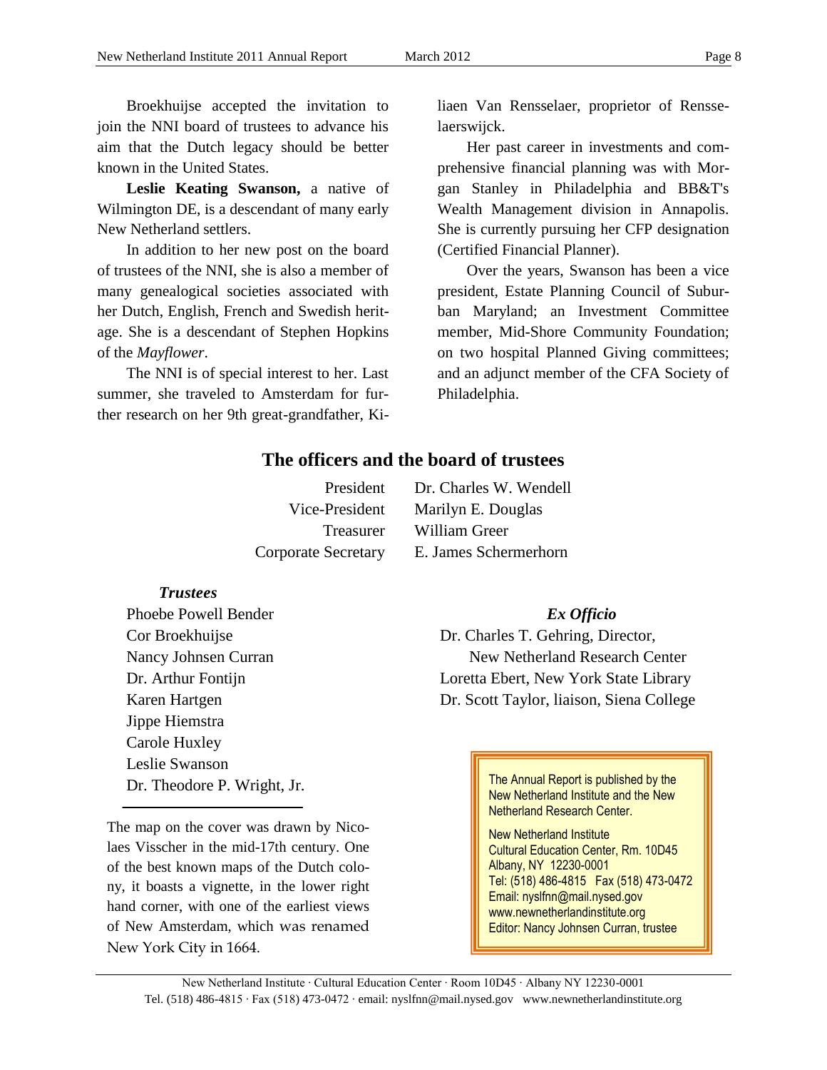Broekhuijse accepted the invitation to join the NNI board of trustees to advance his aim that the Dutch legacy should be better known in the United States.

**Leslie Keating Swanson,** a native of Wilmington DE, is a descendant of many early New Netherland settlers.

In addition to her new post on the board of trustees of the NNI, she is also a member of many genealogical societies associated with her Dutch, English, French and Swedish heritage. She is a descendant of Stephen Hopkins of the *Mayflower*.

The NNI is of special interest to her. Last summer, she traveled to Amsterdam for further research on her 9th great-grandfather, Kiliaen Van Rensselaer, proprietor of Rensselaerswijck.

Her past career in investments and comprehensive financial planning was with Morgan Stanley in Philadelphia and BB&T's Wealth Management division in Annapolis. She is currently pursuing her CFP designation (Certified Financial Planner).

Over the years, Swanson has been a vice president, Estate Planning Council of Suburban Maryland; an Investment Committee member, Mid-Shore Community Foundation; on two hospital Planned Giving committees; and an adjunct member of the CFA Society of Philadelphia.

## The officers and the board of trustees

| | |
|---|---|
| President | Dr. Charles W. Wendell |
| Vice-President | Marilyn E. Douglas |
| Treasurer | William Greer |
| Corporate Secretary | E. James Schermerhorn |

***Trustees***

Phoebe Powell Bender
Cor Broekhuijse
Nancy Johnsen Curran
Dr. Arthur Fontijn
Karen Hartgen
Jippe Hiemstra
Carole Huxley
Leslie Swanson
Dr. Theodore P. Wright, Jr.

***Ex Officio***

Dr. Charles T. Gehring, Director, New Netherland Research Center
Loretta Ebert, New York State Library
Dr. Scott Taylor, liaison, Siena College

---

The map on the cover was drawn by Nicolaes Visscher in the mid-17th century. One of the best known maps of the Dutch colony, it boasts a vignette, in the lower right hand corner, with one of the earliest views of New Amsterdam, which was renamed New York City in 1664.

The Annual Report is published by the New Netherland Institute and the New Netherland Research Center.

New Netherland Institute
Cultural Education Center, Rm. 10D45
Albany, NY 12230-0001
Tel: (518) 486-4815 Fax (518) 473-0472
Email: nyslfnn@mail.nysed.gov
www.newnetherlandinstitute.org
Editor: Nancy Johnsen Curran, trustee